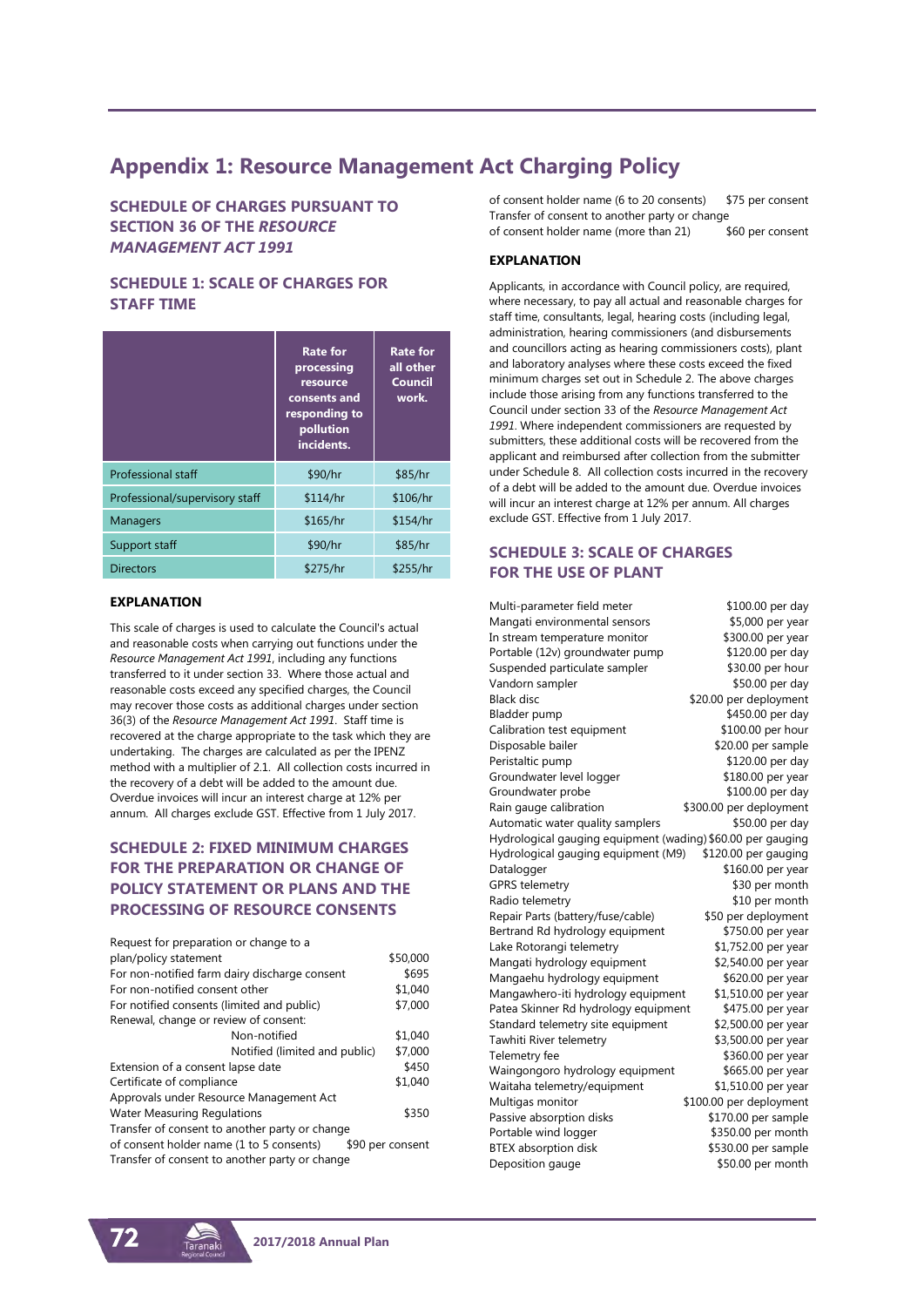# Appendix 1: Resource Management Act Charging Policy

## SCHEDULE OF CHARGES PURSUANT TO SECTION 36 OF THE *RESOURCE MANAGEMENT ACT 1991*

## SCHEDULE 1: SCALE OF CHARGES FOR STAFF TIME

| | Rate for processing resource consents and responding to pollution incidents. | Rate for all other Council work. |
|---|---|---|
| Professional staff | $90/hr | $85/hr |
| Professional/supervisory staff | $114/hr | $106/hr |
| Managers | $165/hr | $154/hr |
| Support staff | $90/hr | $85/hr |
| Directors | $275/hr | $255/hr |

### EXPLANATION

This scale of charges is used to calculate the Council's actual and reasonable costs when carrying out functions under the *Resource Management Act 1991*, including any functions transferred to it under section 33. Where those actual and reasonable costs exceed any specified charges, the Council may recover those costs as additional charges under section 36(3) of the *Resource Management Act 1991*. Staff time is recovered at the charge appropriate to the task which they are undertaking. The charges are calculated as per the IPENZ method with a multiplier of 2.1. All collection costs incurred in the recovery of a debt will be added to the amount due. Overdue invoices will incur an interest charge at 12% per annum. All charges exclude GST. Effective from 1 July 2017.

## SCHEDULE 2: FIXED MINIMUM CHARGES FOR THE PREPARATION OR CHANGE OF POLICY STATEMENT OR PLANS AND THE PROCESSING OF RESOURCE CONSENTS

| Item | Charge |
|---|---|
| Request for preparation or change to a plan/policy statement | $50,000 |
| For non-notified farm dairy discharge consent | $695 |
| For non-notified consent other | $1,040 |
| For notified consents (limited and public) | $7,000 |
| Renewal, change or review of consent: Non-notified | $1,040 |
| Renewal, change or review of consent: Notified (limited and public) | $7,000 |
| Extension of a consent lapse date | $450 |
| Certificate of compliance | $1,040 |
| Approvals under Resource Management Act Water Measuring Regulations | $350 |
| Transfer of consent to another party or change of consent holder name (1 to 5 consents) | $90 per consent |
| Transfer of consent to another party or change of consent holder name (6 to 20 consents) | $75 per consent |
| Transfer of consent to another party or change of consent holder name (more than 21) | $60 per consent |

### EXPLANATION

Applicants, in accordance with Council policy, are required, where necessary, to pay all actual and reasonable charges for staff time, consultants, legal, hearing costs (including legal, administration, hearing commissioners (and disbursements and councillors acting as hearing commissioners costs), plant and laboratory analyses where these costs exceed the fixed minimum charges set out in Schedule 2. The above charges include those arising from any functions transferred to the Council under section 33 of the *Resource Management Act 1991*. Where independent commissioners are requested by submitters, these additional costs will be recovered from the applicant and reimbursed after collection from the submitter under Schedule 8. All collection costs incurred in the recovery of a debt will be added to the amount due. Overdue invoices will incur an interest charge at 12% per annum. All charges exclude GST. Effective from 1 July 2017.

## SCHEDULE 3: SCALE OF CHARGES FOR THE USE OF PLANT

| Plant | Charge |
|---|---|
| Multi-parameter field meter | $100.00 per day |
| Mangati environmental sensors | $5,000 per year |
| In stream temperature monitor | $300.00 per year |
| Portable (12v) groundwater pump | $120.00 per day |
| Suspended particulate sampler | $30.00 per hour |
| Vandorn sampler | $50.00 per day |
| Black disc | $20.00 per deployment |
| Bladder pump | $450.00 per day |
| Calibration test equipment | $100.00 per hour |
| Disposable bailer | $20.00 per sample |
| Peristaltic pump | $120.00 per day |
| Groundwater level logger | $180.00 per year |
| Groundwater probe | $100.00 per day |
| Rain gauge calibration | $300.00 per deployment |
| Automatic water quality samplers | $50.00 per day |
| Hydrological gauging equipment (wading) | $60.00 per gauging |
| Hydrological gauging equipment (M9) | $120.00 per gauging |
| Datalogger | $160.00 per year |
| GPRS telemetry | $30 per month |
| Radio telemetry | $10 per month |
| Repair Parts (battery/fuse/cable) | $50 per deployment |
| Bertrand Rd hydrology equipment | $750.00 per year |
| Lake Rotorangi telemetry | $1,752.00 per year |
| Mangati hydrology equipment | $2,540.00 per year |
| Mangaehu hydrology equipment | $620.00 per year |
| Mangawhero-iti hydrology equipment | $1,510.00 per year |
| Patea Skinner Rd hydrology equipment | $475.00 per year |
| Standard telemetry site equipment | $2,500.00 per year |
| Tawhiti River telemetry | $3,500.00 per year |
| Telemetry fee | $360.00 per year |
| Waingongoro hydrology equipment | $665.00 per year |
| Waitaha telemetry/equipment | $1,510.00 per year |
| Multigas monitor | $100.00 per deployment |
| Passive absorption disks | $170.00 per sample |
| Portable wind logger | $350.00 per month |
| BTEX absorption disk | $530.00 per sample |
| Deposition gauge | $50.00 per month |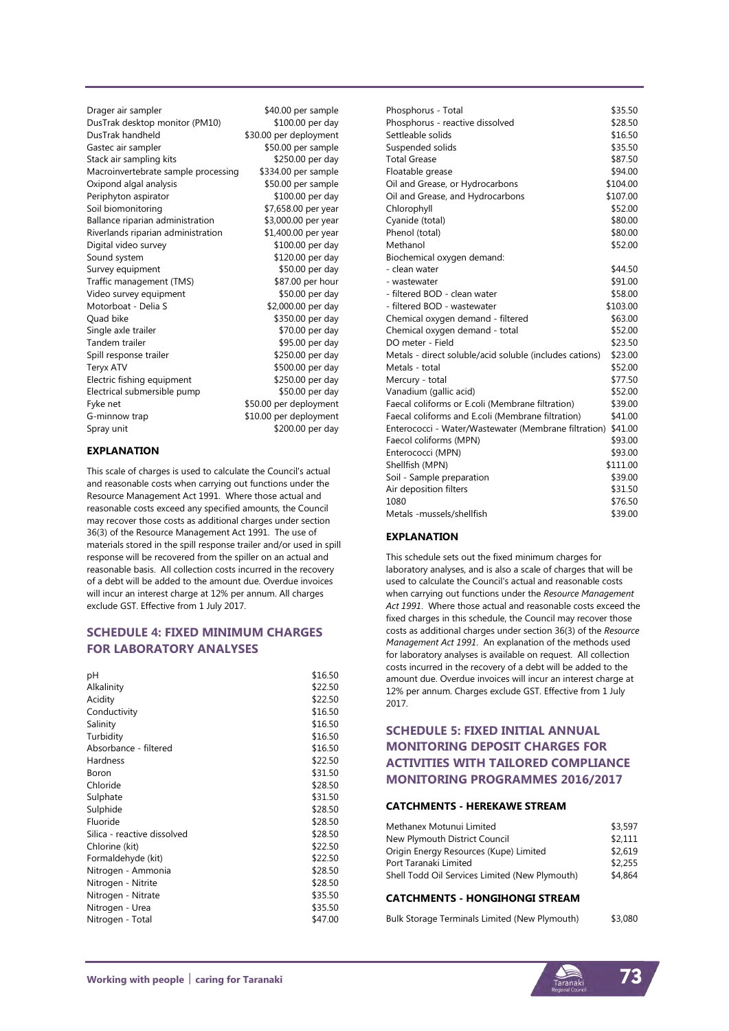| | |
|---|---|
| Drager air sampler | $40.00 per sample |
| DusTrak desktop monitor (PM10) | $100.00 per day |
| DusTrak handheld | $30.00 per deployment |
| Gastec air sampler | $50.00 per sample |
| Stack air sampling kits | $250.00 per day |
| Macroinvertebrate sample processing | $334.00 per sample |
| Oxipond algal analysis | $50.00 per sample |
| Periphyton aspirator | $100.00 per day |
| Soil biomonitoring | $7,658.00 per year |
| Ballance riparian administration | $3,000.00 per year |
| Riverlands riparian administration | $1,400.00 per year |
| Digital video survey | $100.00 per day |
| Sound system | $120.00 per day |
| Survey equipment | $50.00 per day |
| Traffic management (TMS) | $87.00 per hour |
| Video survey equipment | $50.00 per day |
| Motorboat - Delia S | $2,000.00 per day |
| Quad bike | $350.00 per day |
| Single axle trailer | $70.00 per day |
| Tandem trailer | $95.00 per day |
| Spill response trailer | $250.00 per day |
| Teryx ATV | $500.00 per day |
| Electric fishing equipment | $250.00 per day |
| Electrical submersible pump | $50.00 per day |
| Fyke net | $50.00 per deployment |
| G-minnow trap | $10.00 per deployment |
| Spray unit | $200.00 per day |

**EXPLANATION**

This scale of charges is used to calculate the Council's actual and reasonable costs when carrying out functions under the Resource Management Act 1991. Where those actual and reasonable costs exceed any specified amounts, the Council may recover those costs as additional charges under section 36(3) of the Resource Management Act 1991. The use of materials stored in the spill response trailer and/or used in spill response will be recovered from the spiller on an actual and reasonable basis. All collection costs incurred in the recovery of a debt will be added to the amount due. Overdue invoices will incur an interest charge at 12% per annum. All charges exclude GST. Effective from 1 July 2017.

## SCHEDULE 4: FIXED MINIMUM CHARGES FOR LABORATORY ANALYSES

| | |
|---|---|
| pH | $16.50 |
| Alkalinity | $22.50 |
| Acidity | $22.50 |
| Conductivity | $16.50 |
| Salinity | $16.50 |
| Turbidity | $16.50 |
| Absorbance - filtered | $16.50 |
| Hardness | $22.50 |
| Boron | $31.50 |
| Chloride | $28.50 |
| Sulphate | $31.50 |
| Sulphide | $28.50 |
| Fluoride | $28.50 |
| Silica - reactive dissolved | $28.50 |
| Chlorine (kit) | $22.50 |
| Formaldehyde (kit) | $22.50 |
| Nitrogen - Ammonia | $28.50 |
| Nitrogen - Nitrite | $28.50 |
| Nitrogen - Nitrate | $35.50 |
| Nitrogen - Urea | $35.50 |
| Nitrogen - Total | $47.00 |
| Phosphorus - Total | $35.50 |
| Phosphorus - reactive dissolved | $28.50 |
| Settleable solids | $16.50 |
| Suspended solids | $35.50 |
| Total Grease | $87.50 |
| Floatable grease | $94.00 |
| Oil and Grease, or Hydrocarbons | $104.00 |
| Oil and Grease, and Hydrocarbons | $107.00 |
| Chlorophyll | $52.00 |
| Cyanide (total) | $80.00 |
| Phenol (total) | $80.00 |
| Methanol | $52.00 |
| Biochemical oxygen demand: | |
| - clean water | $44.50 |
| - wastewater | $91.00 |
| - filtered BOD - clean water | $58.00 |
| - filtered BOD - wastewater | $103.00 |
| Chemical oxygen demand - filtered | $63.00 |
| Chemical oxygen demand - total | $52.00 |
| DO meter - Field | $23.50 |
| Metals - direct soluble/acid soluble (includes cations) | $23.00 |
| Metals - total | $52.00 |
| Mercury - total | $77.50 |
| Vanadium (gallic acid) | $52.00 |
| Faecal coliforms or E.coli (Membrane filtration) | $39.00 |
| Faecal coliforms and E.coli (Membrane filtration) | $41.00 |
| Enterococci - Water/Wastewater (Membrane filtration) | $41.00 |
| Faecol coliforms (MPN) | $93.00 |
| Enterococci (MPN) | $93.00 |
| Shellfish (MPN) | $111.00 |
| Soil - Sample preparation | $39.00 |
| Air deposition filters | $31.50 |
| 1080 | $76.50 |
| Metals -mussels/shellfish | $39.00 |

**EXPLANATION**

This schedule sets out the fixed minimum charges for laboratory analyses, and is also a scale of charges that will be used to calculate the Council's actual and reasonable costs when carrying out functions under the *Resource Management Act 1991*. Where those actual and reasonable costs exceed the fixed charges in this schedule, the Council may recover those costs as additional charges under section 36(3) of the *Resource Management Act 1991*. An explanation of the methods used for laboratory analyses is available on request. All collection costs incurred in the recovery of a debt will be added to the amount due. Overdue invoices will incur an interest charge at 12% per annum. Charges exclude GST. Effective from 1 July 2017.

## SCHEDULE 5: FIXED INITIAL ANNUAL MONITORING DEPOSIT CHARGES FOR ACTIVITIES WITH TAILORED COMPLIANCE MONITORING PROGRAMMES 2016/2017

### CATCHMENTS - HEREKAWE STREAM

| | |
|---|---|
| Methanex Motunui Limited | $3,597 |
| New Plymouth District Council | $2,111 |
| Origin Energy Resources (Kupe) Limited | $2,619 |
| Port Taranaki Limited | $2,255 |
| Shell Todd Oil Services Limited (New Plymouth) | $4,864 |

### CATCHMENTS - HONGIHONGI STREAM

| | |
|---|---|
| Bulk Storage Terminals Limited (New Plymouth) | $3,080 |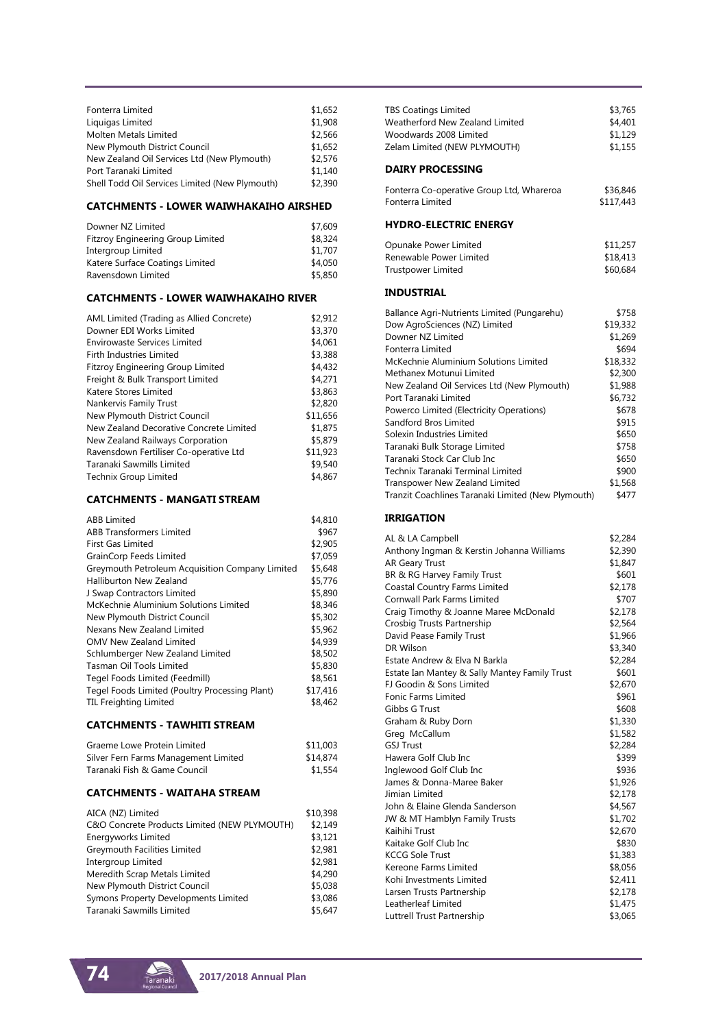| | |
|---|---|
| Fonterra Limited | $1,652 |
| Liquigas Limited | $1,908 |
| Molten Metals Limited | $2,566 |
| New Plymouth District Council | $1,652 |
| New Zealand Oil Services Ltd (New Plymouth) | $2,576 |
| Port Taranaki Limited | $1,140 |
| Shell Todd Oil Services Limited (New Plymouth) | $2,390 |

### CATCHMENTS - LOWER WAIWHAKAIHO AIRSHED

| | |
|---|---|
| Downer NZ Limited | $7,609 |
| Fitzroy Engineering Group Limited | $8,324 |
| Intergroup Limited | $1,707 |
| Katere Surface Coatings Limited | $4,050 |
| Ravensdown Limited | $5,850 |

### CATCHMENTS - LOWER WAIWHAKAIHO RIVER

| | |
|---|---|
| AML Limited (Trading as Allied Concrete) | $2,912 |
| Downer EDI Works Limited | $3,370 |
| Envirowaste Services Limited | $4,061 |
| Firth Industries Limited | $3,388 |
| Fitzroy Engineering Group Limited | $4,432 |
| Freight & Bulk Transport Limited | $4,271 |
| Katere Stores Limited | $3,863 |
| Nankervis Family Trust | $2,820 |
| New Plymouth District Council | $11,656 |
| New Zealand Decorative Concrete Limited | $1,875 |
| New Zealand Railways Corporation | $5,879 |
| Ravensdown Fertiliser Co-operative Ltd | $11,923 |
| Taranaki Sawmills Limited | $9,540 |
| Technix Group Limited | $4,867 |

### CATCHMENTS - MANGATI STREAM

| | |
|---|---|
| ABB Limited | $4,810 |
| ABB Transformers Limited | $967 |
| First Gas Limited | $2,905 |
| GrainCorp Feeds Limited | $7,059 |
| Greymouth Petroleum Acquisition Company Limited | $5,648 |
| Halliburton New Zealand | $5,776 |
| J Swap Contractors Limited | $5,890 |
| McKechnie Aluminium Solutions Limited | $8,346 |
| New Plymouth District Council | $5,302 |
| Nexans New Zealand Limited | $5,962 |
| OMV New Zealand Limited | $4,939 |
| Schlumberger New Zealand Limited | $8,502 |
| Tasman Oil Tools Limited | $5,830 |
| Tegel Foods Limited (Feedmill) | $8,561 |
| Tegel Foods Limited (Poultry Processing Plant) | $17,416 |
| TIL Freighting Limited | $8,462 |

### CATCHMENTS - TAWHITI STREAM

| | |
|---|---|
| Graeme Lowe Protein Limited | $11,003 |
| Silver Fern Farms Management Limited | $14,874 |
| Taranaki Fish & Game Council | $1,554 |

### CATCHMENTS - WAITAHA STREAM

| | |
|---|---|
| AICA (NZ) Limited | $10,398 |
| C&O Concrete Products Limited (NEW PLYMOUTH) | $2,149 |
| Energyworks Limited | $3,121 |
| Greymouth Facilities Limited | $2,981 |
| Intergroup Limited | $2,981 |
| Meredith Scrap Metals Limited | $4,290 |
| New Plymouth District Council | $5,038 |
| Symons Property Developments Limited | $3,086 |
| Taranaki Sawmills Limited | $5,647 |
| TBS Coatings Limited | $3,765 |
| Weatherford New Zealand Limited | $4,401 |
| Woodwards 2008 Limited | $1,129 |
| Zelam Limited (NEW PLYMOUTH) | $1,155 |

### DAIRY PROCESSING

| | |
|---|---|
| Fonterra Co-operative Group Ltd, Whareroa | $36,846 |
| Fonterra Limited | $117,443 |

### HYDRO-ELECTRIC ENERGY

| | |
|---|---|
| Opunake Power Limited | $11,257 |
| Renewable Power Limited | $18,413 |
| Trustpower Limited | $60,684 |

### INDUSTRIAL

| | |
|---|---|
| Ballance Agri-Nutrients Limited (Pungarehu) | $758 |
| Dow AgroSciences (NZ) Limited | $19,332 |
| Downer NZ Limited | $1,269 |
| Fonterra Limited | $694 |
| McKechnie Aluminium Solutions Limited | $18,332 |
| Methanex Motunui Limited | $2,300 |
| New Zealand Oil Services Ltd (New Plymouth) | $1,988 |
| Port Taranaki Limited | $6,732 |
| Powerco Limited (Electricity Operations) | $678 |
| Sandford Bros Limited | $915 |
| Solexin Industries Limited | $650 |
| Taranaki Bulk Storage Limited | $758 |
| Taranaki Stock Car Club Inc | $650 |
| Technix Taranaki Terminal Limited | $900 |
| Transpower New Zealand Limited | $1,568 |
| Tranzit Coachlines Taranaki Limited (New Plymouth) | $477 |

### IRRIGATION

| | |
|---|---|
| AL & LA Campbell | $2,284 |
| Anthony Ingman & Kerstin Johanna Williams | $2,390 |
| AR Geary Trust | $1,847 |
| BR & RG Harvey Family Trust | $601 |
| Coastal Country Farms Limited | $2,178 |
| Cornwall Park Farms Limited | $707 |
| Craig Timothy & Joanne Maree McDonald | $2,178 |
| Crosbig Trusts Partnership | $2,564 |
| David Pease Family Trust | $1,966 |
| DR Wilson | $3,340 |
| Estate Andrew & Elva N Barkla | $2,284 |
| Estate Ian Mantey & Sally Mantey Family Trust | $601 |
| FJ Goodin & Sons Limited | $2,670 |
| Fonic Farms Limited | $961 |
| Gibbs G Trust | $608 |
| Graham & Ruby Dorn | $1,330 |
| Greg McCallum | $1,582 |
| GSJ Trust | $2,284 |
| Hawera Golf Club Inc | $399 |
| Inglewood Golf Club Inc | $936 |
| James & Donna-Maree Baker | $1,926 |
| Jimian Limited | $2,178 |
| John & Elaine Glenda Sanderson | $4,567 |
| JW & MT Hamblyn Family Trusts | $1,702 |
| Kaihihi Trust | $2,670 |
| Kaitake Golf Club Inc | $830 |
| KCCG Sole Trust | $1,383 |
| Kereone Farms Limited | $8,056 |
| Kohi Investments Limited | $2,411 |
| Larsen Trusts Partnership | $2,178 |
| Leatherleaf Limited | $1,475 |
| Luttrell Trust Partnership | $3,065 |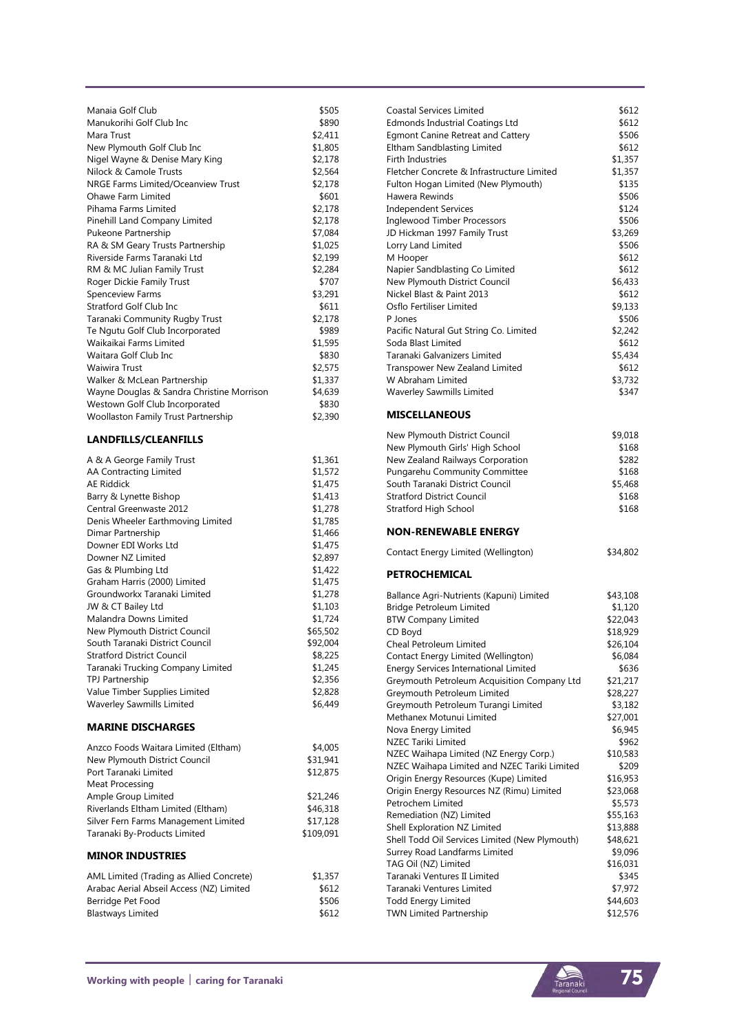| | |
|---|---|
| Manaia Golf Club | $505 |
| Manukorihi Golf Club Inc | $890 |
| Mara Trust | $2,411 |
| New Plymouth Golf Club Inc | $1,805 |
| Nigel Wayne & Denise Mary King | $2,178 |
| Nilock & Camole Trusts | $2,564 |
| NRGE Farms Limited/Oceanview Trust | $2,178 |
| Ohawe Farm Limited | $601 |
| Pihama Farms Limited | $2,178 |
| Pinehill Land Company Limited | $2,178 |
| Pukeone Partnership | $7,084 |
| RA & SM Geary Trusts Partnership | $1,025 |
| Riverside Farms Taranaki Ltd | $2,199 |
| RM & MC Julian Family Trust | $2,284 |
| Roger Dickie Family Trust | $707 |
| Spenceview Farms | $3,291 |
| Stratford Golf Club Inc | $611 |
| Taranaki Community Rugby Trust | $2,178 |
| Te Ngutu Golf Club Incorporated | $989 |
| Waikaikai Farms Limited | $1,595 |
| Waitara Golf Club Inc | $830 |
| Waiwira Trust | $2,575 |
| Walker & McLean Partnership | $1,337 |
| Wayne Douglas & Sandra Christine Morrison | $4,639 |
| Westown Golf Club Incorporated | $830 |
| Woollaston Family Trust Partnership | $2,390 |

### LANDFILLS/CLEANFILLS

| | |
|---|---|
| A & A George Family Trust | $1,361 |
| AA Contracting Limited | $1,572 |
| AE Riddick | $1,475 |
| Barry & Lynette Bishop | $1,413 |
| Central Greenwaste 2012 | $1,278 |
| Denis Wheeler Earthmoving Limited | $1,785 |
| Dimar Partnership | $1,466 |
| Downer EDI Works Ltd | $1,475 |
| Downer NZ Limited | $2,897 |
| Gas & Plumbing Ltd | $1,422 |
| Graham Harris (2000) Limited | $1,475 |
| Groundworkx Taranaki Limited | $1,278 |
| JW & CT Bailey Ltd | $1,103 |
| Malandra Downs Limited | $1,724 |
| New Plymouth District Council | $65,502 |
| South Taranaki District Council | $92,004 |
| Stratford District Council | $8,225 |
| Taranaki Trucking Company Limited | $1,245 |
| TPJ Partnership | $2,356 |
| Value Timber Supplies Limited | $2,828 |
| Waverley Sawmills Limited | $6,449 |

### MARINE DISCHARGES

| | |
|---|---|
| Anzco Foods Waitara Limited (Eltham) | $4,005 |
| New Plymouth District Council | $31,941 |
| Port Taranaki Limited | $12,875 |
| Meat Processing | |
| Ample Group Limited | $21,246 |
| Riverlands Eltham Limited (Eltham) | $46,318 |
| Silver Fern Farms Management Limited | $17,128 |
| Taranaki By-Products Limited | $109,091 |

### MINOR INDUSTRIES

| | |
|---|---|
| AML Limited (Trading as Allied Concrete) | $1,357 |
| Arabac Aerial Abseil Access (NZ) Limited | $612 |
| Berridge Pet Food | $506 |
| Blastways Limited | $612 |
| Coastal Services Limited | $612 |
| Edmonds Industrial Coatings Ltd | $612 |
| Egmont Canine Retreat and Cattery | $506 |
| Eltham Sandblasting Limited | $612 |
| Firth Industries | $1,357 |
| Fletcher Concrete & Infrastructure Limited | $1,357 |
| Fulton Hogan Limited (New Plymouth) | $135 |
| Hawera Rewinds | $506 |
| Independent Services | $124 |
| Inglewood Timber Processors | $506 |
| JD Hickman 1997 Family Trust | $3,269 |
| Lorry Land Limited | $506 |
| M Hooper | $612 |
| Napier Sandblasting Co Limited | $612 |
| New Plymouth District Council | $6,433 |
| Nickel Blast & Paint 2013 | $612 |
| Osflo Fertiliser Limited | $9,133 |
| P Jones | $506 |
| Pacific Natural Gut String Co. Limited | $2,242 |
| Soda Blast Limited | $612 |
| Taranaki Galvanizers Limited | $5,434 |
| Transpower New Zealand Limited | $612 |
| W Abraham Limited | $3,732 |
| Waverley Sawmills Limited | $347 |

### MISCELLANEOUS

| | |
|---|---|
| New Plymouth District Council | $9,018 |
| New Plymouth Girls' High School | $168 |
| New Zealand Railways Corporation | $282 |
| Pungarehu Community Committee | $168 |
| South Taranaki District Council | $5,468 |
| Stratford District Council | $168 |
| Stratford High School | $168 |

### NON-RENEWABLE ENERGY

| | |
|---|---|
| Contact Energy Limited (Wellington) | $34,802 |

### PETROCHEMICAL

| | |
|---|---|
| Ballance Agri-Nutrients (Kapuni) Limited | $43,108 |
| Bridge Petroleum Limited | $1,120 |
| BTW Company Limited | $22,043 |
| CD Boyd | $18,929 |
| Cheal Petroleum Limited | $26,104 |
| Contact Energy Limited (Wellington) | $6,084 |
| Energy Services International Limited | $636 |
| Greymouth Petroleum Acquisition Company Ltd | $21,217 |
| Greymouth Petroleum Limited | $28,227 |
| Greymouth Petroleum Turangi Limited | $3,182 |
| Methanex Motunui Limited | $27,001 |
| Nova Energy Limited | $6,945 |
| NZEC Tariki Limited | $962 |
| NZEC Waihapa Limited (NZ Energy Corp.) | $10,583 |
| NZEC Waihapa Limited and NZEC Tariki Limited | $209 |
| Origin Energy Resources (Kupe) Limited | $16,953 |
| Origin Energy Resources NZ (Rimu) Limited | $23,068 |
| Petrochem Limited | $5,573 |
| Remediation (NZ) Limited | $55,163 |
| Shell Exploration NZ Limited | $13,888 |
| Shell Todd Oil Services Limited (New Plymouth) | $48,621 |
| Surrey Road Landfarms Limited | $9,096 |
| TAG Oil (NZ) Limited | $16,031 |
| Taranaki Ventures II Limited | $345 |
| Taranaki Ventures Limited | $7,972 |
| Todd Energy Limited | $44,603 |
| TWN Limited Partnership | $12,576 |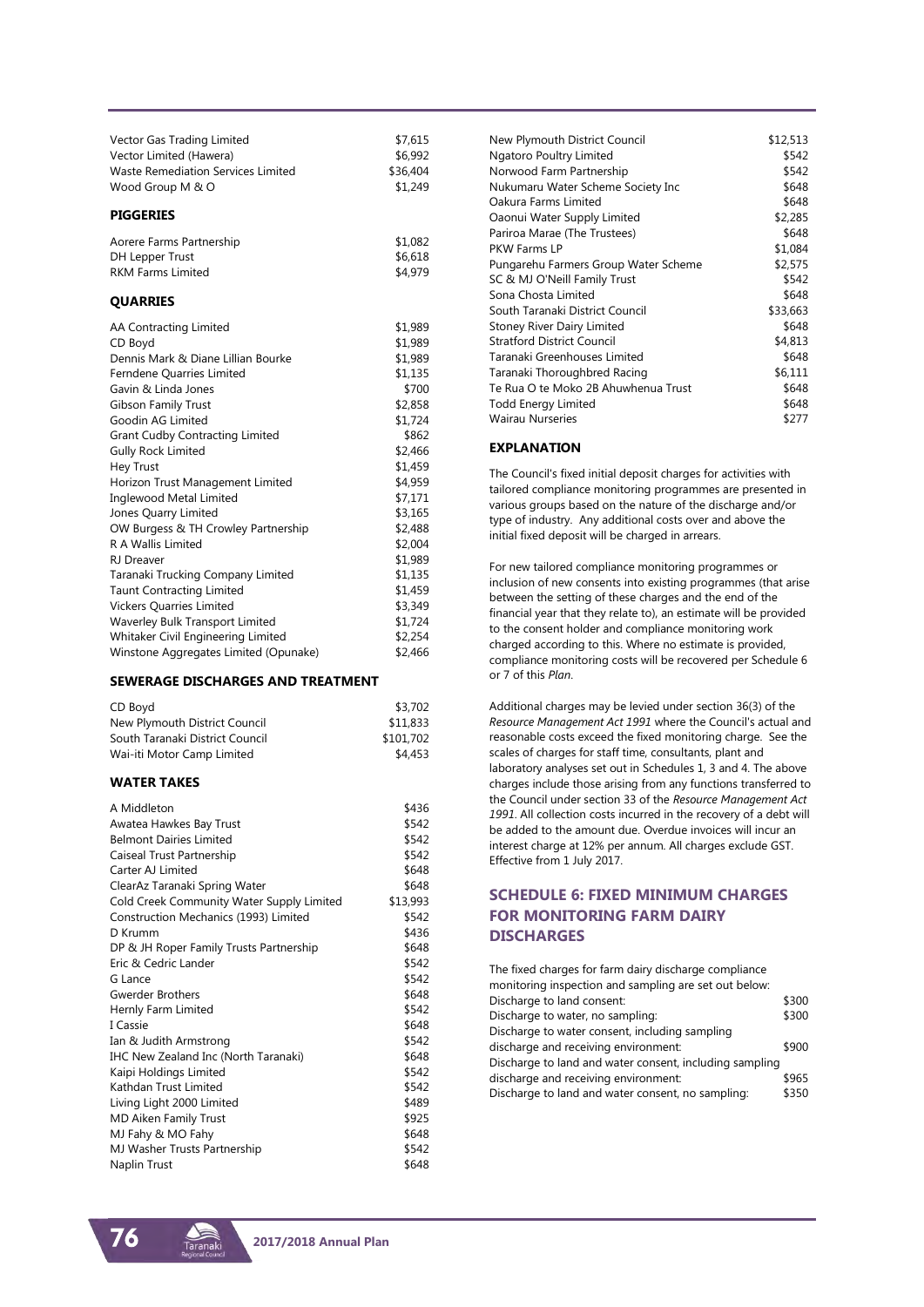| | |
|---|---|
| Vector Gas Trading Limited | $7,615 |
| Vector Limited (Hawera) | $6,992 |
| Waste Remediation Services Limited | $36,404 |
| Wood Group M & O | $1,249 |

**PIGGERIES**

| | |
|---|---|
| Aorere Farms Partnership | $1,082 |
| DH Lepper Trust | $6,618 |
| RKM Farms Limited | $4,979 |

**QUARRIES**

| | |
|---|---|
| AA Contracting Limited | $1,989 |
| CD Boyd | $1,989 |
| Dennis Mark & Diane Lillian Bourke | $1,989 |
| Ferndene Quarries Limited | $1,135 |
| Gavin & Linda Jones | $700 |
| Gibson Family Trust | $2,858 |
| Goodin AG Limited | $1,724 |
| Grant Cudby Contracting Limited | $862 |
| Gully Rock Limited | $2,466 |
| Hey Trust | $1,459 |
| Horizon Trust Management Limited | $4,959 |
| Inglewood Metal Limited | $7,171 |
| Jones Quarry Limited | $3,165 |
| OW Burgess & TH Crowley Partnership | $2,488 |
| R A Wallis Limited | $2,004 |
| RJ Dreaver | $1,989 |
| Taranaki Trucking Company Limited | $1,135 |
| Taunt Contracting Limited | $1,459 |
| Vickers Quarries Limited | $3,349 |
| Waverley Bulk Transport Limited | $1,724 |
| Whitaker Civil Engineering Limited | $2,254 |
| Winstone Aggregates Limited (Opunake) | $2,466 |

**SEWERAGE DISCHARGES AND TREATMENT**

| | |
|---|---|
| CD Boyd | $3,702 |
| New Plymouth District Council | $11,833 |
| South Taranaki District Council | $101,702 |
| Wai-iti Motor Camp Limited | $4,453 |

**WATER TAKES**

| | |
|---|---|
| A Middleton | $436 |
| Awatea Hawkes Bay Trust | $542 |
| Belmont Dairies Limited | $542 |
| Caiseal Trust Partnership | $542 |
| Carter AJ Limited | $648 |
| ClearAz Taranaki Spring Water | $648 |
| Cold Creek Community Water Supply Limited | $13,993 |
| Construction Mechanics (1993) Limited | $542 |
| D Krumm | $436 |
| DP & JH Roper Family Trusts Partnership | $648 |
| Eric & Cedric Lander | $542 |
| G Lance | $542 |
| Gwerder Brothers | $648 |
| Hernly Farm Limited | $542 |
| I Cassie | $648 |
| Ian & Judith Armstrong | $542 |
| IHC New Zealand Inc (North Taranaki) | $648 |
| Kaipi Holdings Limited | $542 |
| Kathdan Trust Limited | $542 |
| Living Light 2000 Limited | $489 |
| MD Aiken Family Trust | $925 |
| MJ Fahy & MO Fahy | $648 |
| MJ Washer Trusts Partnership | $542 |
| Naplin Trust | $648 |
| New Plymouth District Council | $12,513 |
| Ngatoro Poultry Limited | $542 |
| Norwood Farm Partnership | $542 |
| Nukumaru Water Scheme Society Inc | $648 |
| Oakura Farms Limited | $648 |
| Oaonui Water Supply Limited | $2,285 |
| Pariroa Marae (The Trustees) | $648 |
| PKW Farms LP | $1,084 |
| Pungarehu Farmers Group Water Scheme | $2,575 |
| SC & MJ O'Neill Family Trust | $542 |
| Sona Chosta Limited | $648 |
| South Taranaki District Council | $33,663 |
| Stoney River Dairy Limited | $648 |
| Stratford District Council | $4,813 |
| Taranaki Greenhouses Limited | $648 |
| Taranaki Thoroughbred Racing | $6,111 |
| Te Rua O te Moko 2B Ahuwhenua Trust | $648 |
| Todd Energy Limited | $648 |
| Wairau Nurseries | $277 |

**EXPLANATION**

The Council's fixed initial deposit charges for activities with tailored compliance monitoring programmes are presented in various groups based on the nature of the discharge and/or type of industry. Any additional costs over and above the initial fixed deposit will be charged in arrears.

For new tailored compliance monitoring programmes or inclusion of new consents into existing programmes (that arise between the setting of these charges and the end of the financial year that they relate to), an estimate will be provided to the consent holder and compliance monitoring work charged according to this. Where no estimate is provided, compliance monitoring costs will be recovered per Schedule 6 or 7 of this *Plan*.

Additional charges may be levied under section 36(3) of the *Resource Management Act 1991* where the Council's actual and reasonable costs exceed the fixed monitoring charge. See the scales of charges for staff time, consultants, plant and laboratory analyses set out in Schedules 1, 3 and 4. The above charges include those arising from any functions transferred to the Council under section 33 of the *Resource Management Act 1991*. All collection costs incurred in the recovery of a debt will be added to the amount due. Overdue invoices will incur an interest charge at 12% per annum. All charges exclude GST. Effective from 1 July 2017.

## SCHEDULE 6: FIXED MINIMUM CHARGES FOR MONITORING FARM DAIRY DISCHARGES

The fixed charges for farm dairy discharge compliance monitoring inspection and sampling are set out below:

| | |
|---|---|
| Discharge to land consent: | $300 |
| Discharge to water, no sampling: | $300 |
| Discharge to water consent, including sampling discharge and receiving environment: | $900 |
| Discharge to land and water consent, including sampling discharge and receiving environment: | $965 |
| Discharge to land and water consent, no sampling: | $350 |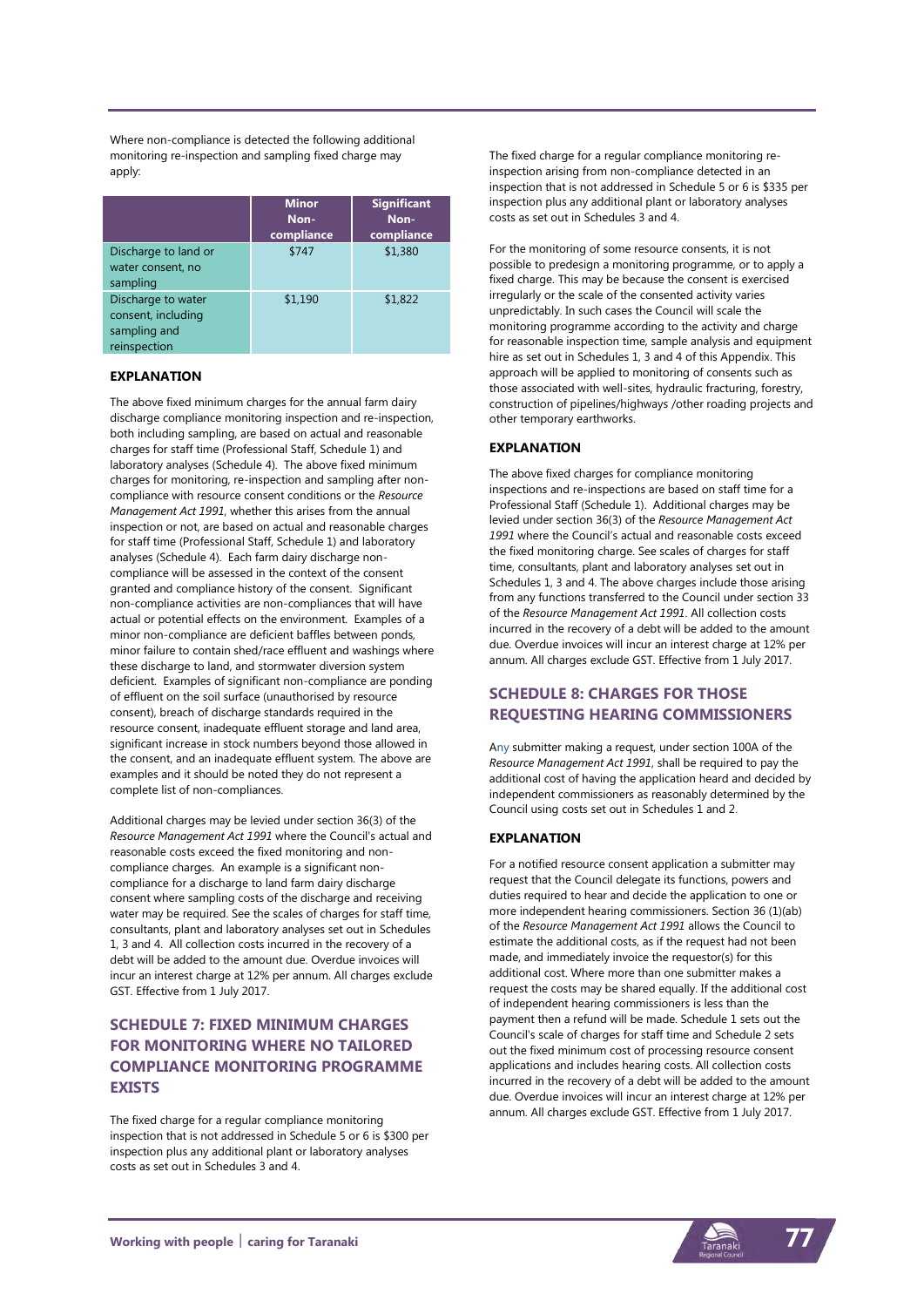Where non-compliance is detected the following additional monitoring re-inspection and sampling fixed charge may apply:

| | Minor Non-compliance | Significant Non-compliance |
|---|---|---|
| Discharge to land or water consent, no sampling | $747 | $1,380 |
| Discharge to water consent, including sampling and reinspection | $1,190 | $1,822 |

### EXPLANATION

The above fixed minimum charges for the annual farm dairy discharge compliance monitoring inspection and re-inspection, both including sampling, are based on actual and reasonable charges for staff time (Professional Staff, Schedule 1) and laboratory analyses (Schedule 4). The above fixed minimum charges for monitoring, re-inspection and sampling after non-compliance with resource consent conditions or the *Resource Management Act 1991*, whether this arises from the annual inspection or not, are based on actual and reasonable charges for staff time (Professional Staff, Schedule 1) and laboratory analyses (Schedule 4). Each farm dairy discharge non-compliance will be assessed in the context of the consent granted and compliance history of the consent. Significant non-compliance activities are non-compliances that will have actual or potential effects on the environment. Examples of a minor non-compliance are deficient baffles between ponds, minor failure to contain shed/race effluent and washings where these discharge to land, and stormwater diversion system deficient. Examples of significant non-compliance are ponding of effluent on the soil surface (unauthorised by resource consent), breach of discharge standards required in the resource consent, inadequate effluent storage and land area, significant increase in stock numbers beyond those allowed in the consent, and an inadequate effluent system. The above are examples and it should be noted they do not represent a complete list of non-compliances.

Additional charges may be levied under section 36(3) of the *Resource Management Act 1991* where the Council's actual and reasonable costs exceed the fixed monitoring and non-compliance charges. An example is a significant non-compliance for a discharge to land farm dairy discharge consent where sampling costs of the discharge and receiving water may be required. See the scales of charges for staff time, consultants, plant and laboratory analyses set out in Schedules 1, 3 and 4. All collection costs incurred in the recovery of a debt will be added to the amount due. Overdue invoices will incur an interest charge at 12% per annum. All charges exclude GST. Effective from 1 July 2017.

## SCHEDULE 7: FIXED MINIMUM CHARGES FOR MONITORING WHERE NO TAILORED COMPLIANCE MONITORING PROGRAMME EXISTS

The fixed charge for a regular compliance monitoring inspection that is not addressed in Schedule 5 or 6 is $300 per inspection plus any additional plant or laboratory analyses costs as set out in Schedules 3 and 4.

The fixed charge for a regular compliance monitoring re-inspection arising from non-compliance detected in an inspection that is not addressed in Schedule 5 or 6 is $335 per inspection plus any additional plant or laboratory analyses costs as set out in Schedules 3 and 4.

For the monitoring of some resource consents, it is not possible to predesign a monitoring programme, or to apply a fixed charge. This may be because the consent is exercised irregularly or the scale of the consented activity varies unpredictably. In such cases the Council will scale the monitoring programme according to the activity and charge for reasonable inspection time, sample analysis and equipment hire as set out in Schedules 1, 3 and 4 of this Appendix. This approach will be applied to monitoring of consents such as those associated with well-sites, hydraulic fracturing, forestry, construction of pipelines/highways /other roading projects and other temporary earthworks.

### EXPLANATION

The above fixed charges for compliance monitoring inspections and re-inspections are based on staff time for a Professional Staff (Schedule 1). Additional charges may be levied under section 36(3) of the *Resource Management Act 1991* where the Council's actual and reasonable costs exceed the fixed monitoring charge. See scales of charges for staff time, consultants, plant and laboratory analyses set out in Schedules 1, 3 and 4. The above charges include those arising from any functions transferred to the Council under section 33 of the *Resource Management Act 1991*. All collection costs incurred in the recovery of a debt will be added to the amount due. Overdue invoices will incur an interest charge at 12% per annum. All charges exclude GST. Effective from 1 July 2017.

## SCHEDULE 8: CHARGES FOR THOSE REQUESTING HEARING COMMISSIONERS

Any submitter making a request, under section 100A of the *Resource Management Act 1991*, shall be required to pay the additional cost of having the application heard and decided by independent commissioners as reasonably determined by the Council using costs set out in Schedules 1 and 2.

### EXPLANATION

For a notified resource consent application a submitter may request that the Council delegate its functions, powers and duties required to hear and decide the application to one or more independent hearing commissioners. Section 36 (1)(ab) of the *Resource Management Act 1991* allows the Council to estimate the additional costs, as if the request had not been made, and immediately invoice the requestor(s) for this additional cost. Where more than one submitter makes a request the costs may be shared equally. If the additional cost of independent hearing commissioners is less than the payment then a refund will be made. Schedule 1 sets out the Council's scale of charges for staff time and Schedule 2 sets out the fixed minimum cost of processing resource consent applications and includes hearing costs. All collection costs incurred in the recovery of a debt will be added to the amount due. Overdue invoices will incur an interest charge at 12% per annum. All charges exclude GST. Effective from 1 July 2017.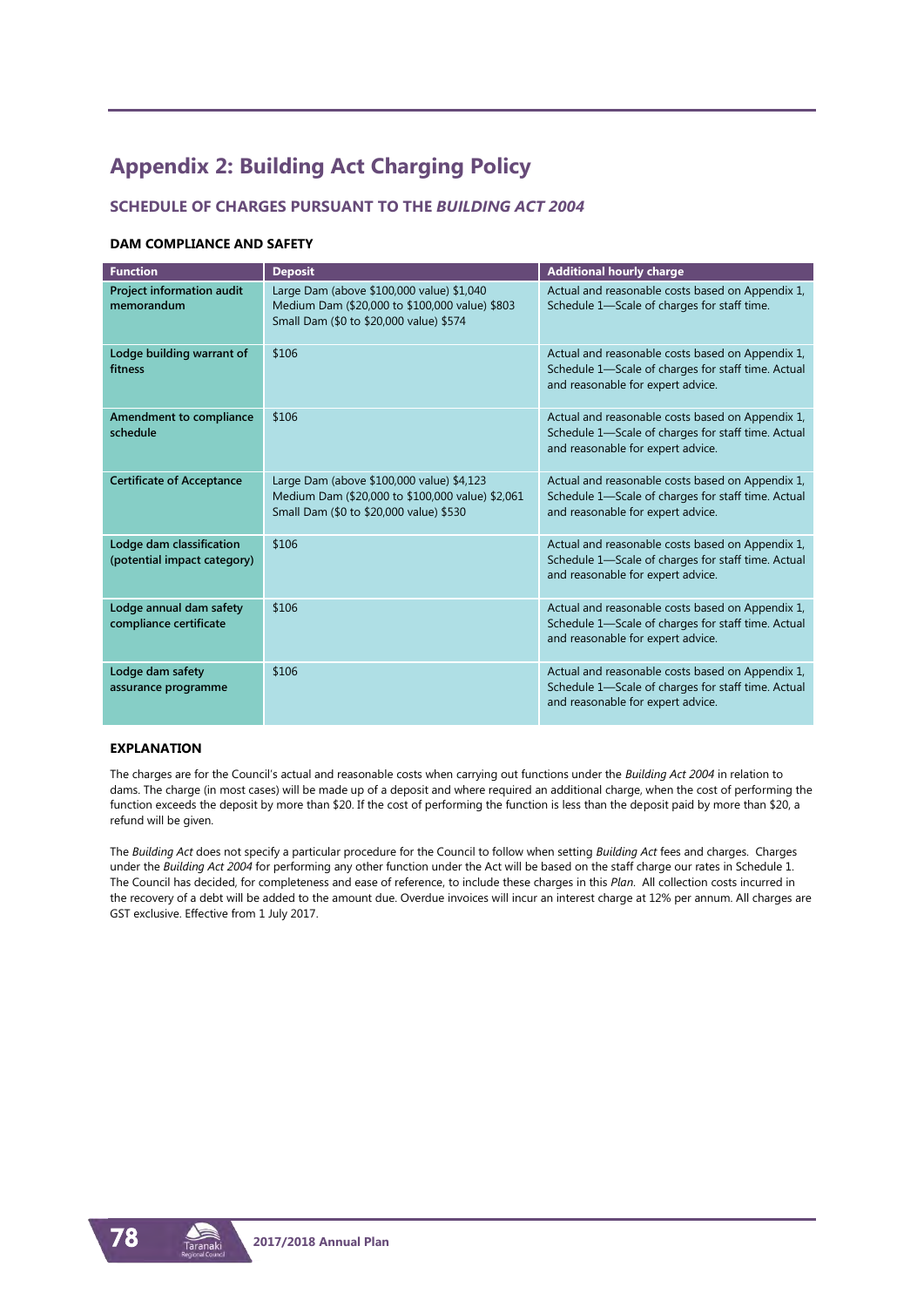# Appendix 2: Building Act Charging Policy

## SCHEDULE OF CHARGES PURSUANT TO THE *BUILDING ACT 2004*

### DAM COMPLIANCE AND SAFETY

| Function | Deposit | Additional hourly charge |
|---|---|---|
| **Project information audit memorandum** | Large Dam (above $100,000 value) $1,040<br>Medium Dam ($20,000 to $100,000 value) $803<br>Small Dam ($0 to $20,000 value) $574 | Actual and reasonable costs based on Appendix 1, Schedule 1—Scale of charges for staff time. |
| **Lodge building warrant of fitness** | $106 | Actual and reasonable costs based on Appendix 1, Schedule 1—Scale of charges for staff time. Actual and reasonable for expert advice. |
| **Amendment to compliance schedule** | $106 | Actual and reasonable costs based on Appendix 1, Schedule 1—Scale of charges for staff time. Actual and reasonable for expert advice. |
| **Certificate of Acceptance** | Large Dam (above $100,000 value) $4,123<br>Medium Dam ($20,000 to $100,000 value) $2,061<br>Small Dam ($0 to $20,000 value) $530 | Actual and reasonable costs based on Appendix 1, Schedule 1—Scale of charges for staff time. Actual and reasonable for expert advice. |
| **Lodge dam classification (potential impact category)** | $106 | Actual and reasonable costs based on Appendix 1, Schedule 1—Scale of charges for staff time. Actual and reasonable for expert advice. |
| **Lodge annual dam safety compliance certificate** | $106 | Actual and reasonable costs based on Appendix 1, Schedule 1—Scale of charges for staff time. Actual and reasonable for expert advice. |
| **Lodge dam safety assurance programme** | $106 | Actual and reasonable costs based on Appendix 1, Schedule 1—Scale of charges for staff time. Actual and reasonable for expert advice. |

### EXPLANATION

The charges are for the Council's actual and reasonable costs when carrying out functions under the *Building Act 2004* in relation to dams. The charge (in most cases) will be made up of a deposit and where required an additional charge, when the cost of performing the function exceeds the deposit by more than $20. If the cost of performing the function is less than the deposit paid by more than $20, a refund will be given.

The *Building Act* does not specify a particular procedure for the Council to follow when setting *Building Act* fees and charges. Charges under the *Building Act 2004* for performing any other function under the Act will be based on the staff charge our rates in Schedule 1. The Council has decided, for completeness and ease of reference, to include these charges in this *Plan*. All collection costs incurred in the recovery of a debt will be added to the amount due. Overdue invoices will incur an interest charge at 12% per annum. All charges are GST exclusive. Effective from 1 July 2017.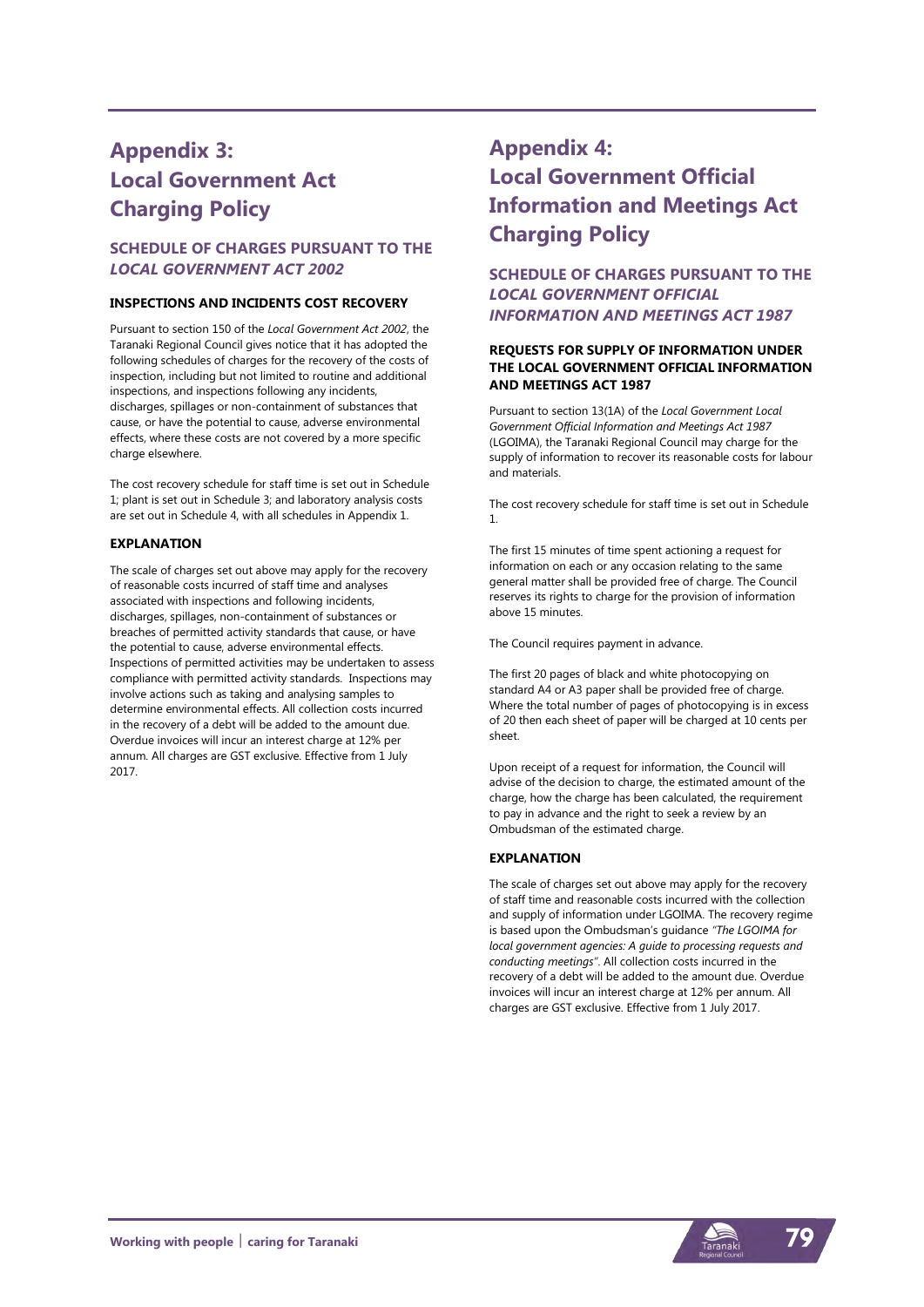# Appendix 3: Local Government Act Charging Policy

## SCHEDULE OF CHARGES PURSUANT TO THE *LOCAL GOVERNMENT ACT 2002*

### INSPECTIONS AND INCIDENTS COST RECOVERY

Pursuant to section 150 of the *Local Government Act 2002*, the Taranaki Regional Council gives notice that it has adopted the following schedules of charges for the recovery of the costs of inspection, including but not limited to routine and additional inspections, and inspections following any incidents, discharges, spillages or non-containment of substances that cause, or have the potential to cause, adverse environmental effects, where these costs are not covered by a more specific charge elsewhere.

The cost recovery schedule for staff time is set out in Schedule 1; plant is set out in Schedule 3; and laboratory analysis costs are set out in Schedule 4, with all schedules in Appendix 1.

### EXPLANATION

The scale of charges set out above may apply for the recovery of reasonable costs incurred of staff time and analyses associated with inspections and following incidents, discharges, spillages, non-containment of substances or breaches of permitted activity standards that cause, or have the potential to cause, adverse environmental effects. Inspections of permitted activities may be undertaken to assess compliance with permitted activity standards. Inspections may involve actions such as taking and analysing samples to determine environmental effects. All collection costs incurred in the recovery of a debt will be added to the amount due. Overdue invoices will incur an interest charge at 12% per annum. All charges are GST exclusive. Effective from 1 July 2017.

# Appendix 4: Local Government Official Information and Meetings Act Charging Policy

## SCHEDULE OF CHARGES PURSUANT TO THE *LOCAL GOVERNMENT OFFICIAL INFORMATION AND MEETINGS ACT 1987*

### REQUESTS FOR SUPPLY OF INFORMATION UNDER THE LOCAL GOVERNMENT OFFICIAL INFORMATION AND MEETINGS ACT 1987

Pursuant to section 13(1A) of the *Local Government Local Government Official Information and Meetings Act 1987* (LGOIMA), the Taranaki Regional Council may charge for the supply of information to recover its reasonable costs for labour and materials.

The cost recovery schedule for staff time is set out in Schedule 1.

The first 15 minutes of time spent actioning a request for information on each or any occasion relating to the same general matter shall be provided free of charge. The Council reserves its rights to charge for the provision of information above 15 minutes.

The Council requires payment in advance.

The first 20 pages of black and white photocopying on standard A4 or A3 paper shall be provided free of charge. Where the total number of pages of photocopying is in excess of 20 then each sheet of paper will be charged at 10 cents per sheet.

Upon receipt of a request for information, the Council will advise of the decision to charge, the estimated amount of the charge, how the charge has been calculated, the requirement to pay in advance and the right to seek a review by an Ombudsman of the estimated charge.

### EXPLANATION

The scale of charges set out above may apply for the recovery of staff time and reasonable costs incurred with the collection and supply of information under LGOIMA. The recovery regime is based upon the Ombudsman's guidance *"The LGOIMA for local government agencies: A guide to processing requests and conducting meetings"*. All collection costs incurred in the recovery of a debt will be added to the amount due. Overdue invoices will incur an interest charge at 12% per annum. All charges are GST exclusive. Effective from 1 July 2017.